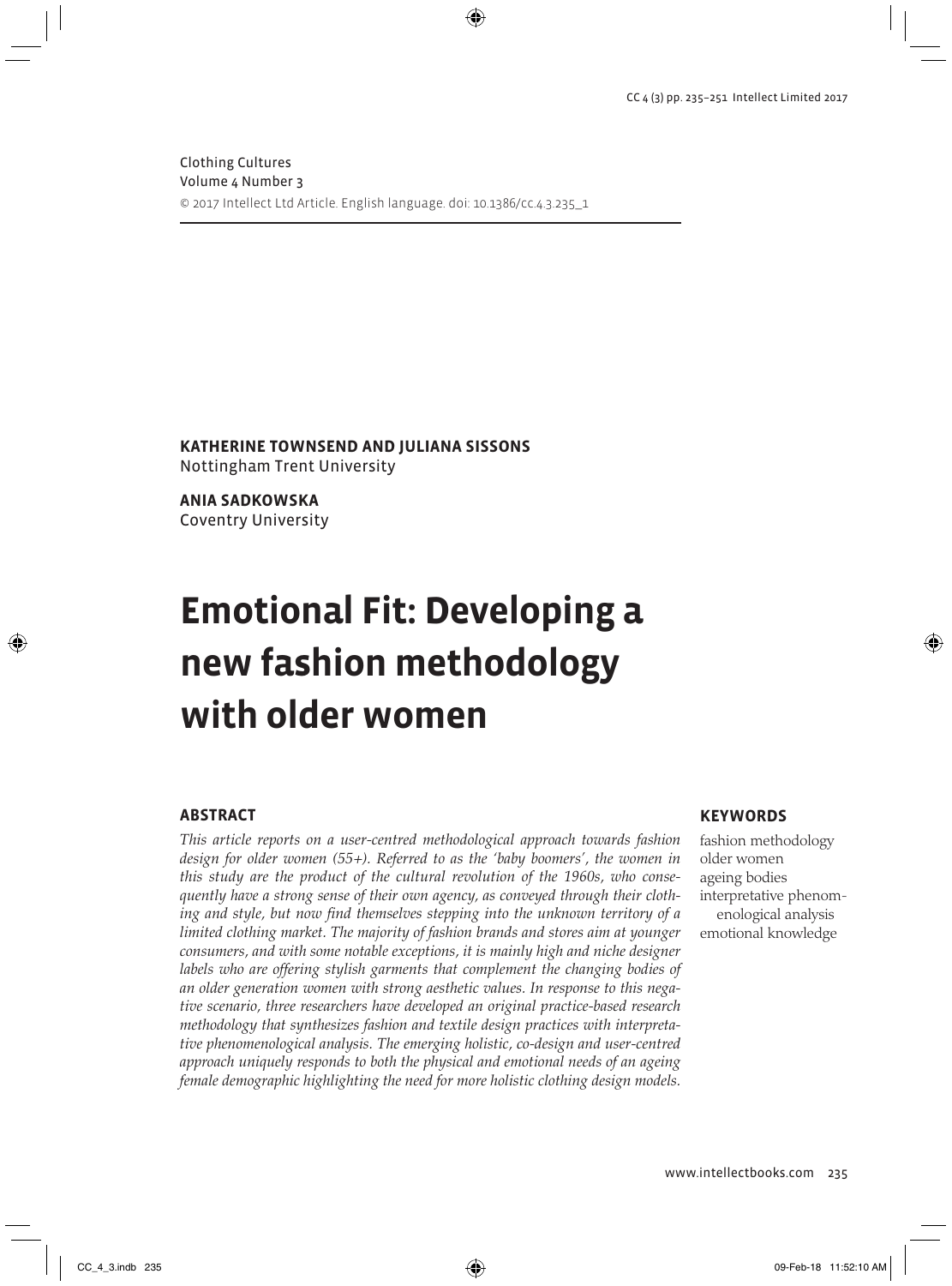Clothing Cultures
Volume 4 Number 3
© 2017 Intellect Ltd Article. English language. doi: 10.1386/cc.4.3.235_1

**KATHERINE TOWNSEND AND JULIANA SISSONS**
Nottingham Trent University

**ANIA SADKOWSKA**
Coventry University

# Emotional Fit: Developing a new fashion methodology with older women

## ABSTRACT

*This article reports on a user-centred methodological approach towards fashion design for older women (55+). Referred to as the 'baby boomers', the women in this study are the product of the cultural revolution of the 1960s, who consequently have a strong sense of their own agency, as conveyed through their clothing and style, but now find themselves stepping into the unknown territory of a limited clothing market. The majority of fashion brands and stores aim at younger consumers, and with some notable exceptions, it is mainly high and niche designer labels who are offering stylish garments that complement the changing bodies of an older generation women with strong aesthetic values. In response to this negative scenario, three researchers have developed an original practice-based research methodology that synthesizes fashion and textile design practices with interpretative phenomenological analysis. The emerging holistic, co-design and user-centred approach uniquely responds to both the physical and emotional needs of an ageing female demographic highlighting the need for more holistic clothing design models.*

## KEYWORDS

fashion methodology
older women
ageing bodies
interpretative phenomenological analysis
emotional knowledge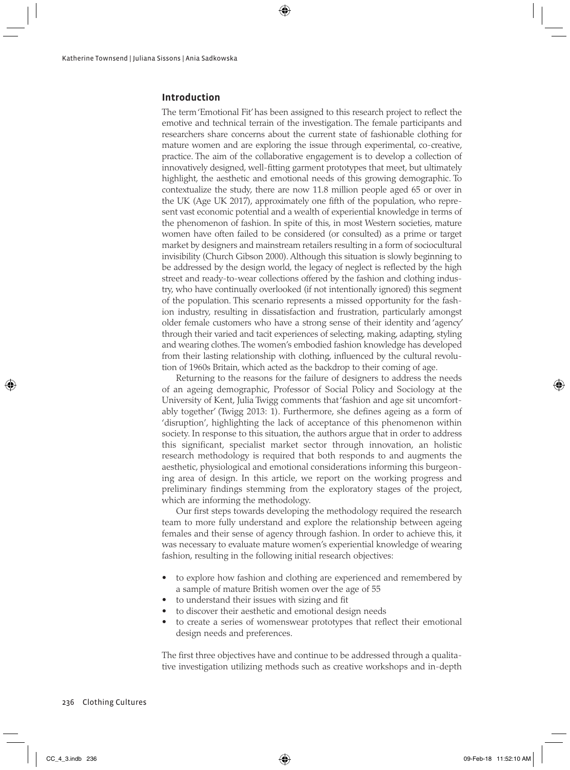## Introduction

The term 'Emotional Fit' has been assigned to this research project to reflect the emotive and technical terrain of the investigation. The female participants and researchers share concerns about the current state of fashionable clothing for mature women and are exploring the issue through experimental, co-creative, practice. The aim of the collaborative engagement is to develop a collection of innovatively designed, well-fitting garment prototypes that meet, but ultimately highlight, the aesthetic and emotional needs of this growing demographic. To contextualize the study, there are now 11.8 million people aged 65 or over in the UK (Age UK 2017), approximately one fifth of the population, who represent vast economic potential and a wealth of experiential knowledge in terms of the phenomenon of fashion. In spite of this, in most Western societies, mature women have often failed to be considered (or consulted) as a prime or target market by designers and mainstream retailers resulting in a form of sociocultural invisibility (Church Gibson 2000). Although this situation is slowly beginning to be addressed by the design world, the legacy of neglect is reflected by the high street and ready-to-wear collections offered by the fashion and clothing industry, who have continually overlooked (if not intentionally ignored) this segment of the population. This scenario represents a missed opportunity for the fashion industry, resulting in dissatisfaction and frustration, particularly amongst older female customers who have a strong sense of their identity and 'agency' through their varied and tacit experiences of selecting, making, adapting, styling and wearing clothes. The women's embodied fashion knowledge has developed from their lasting relationship with clothing, influenced by the cultural revolution of 1960s Britain, which acted as the backdrop to their coming of age.

Returning to the reasons for the failure of designers to address the needs of an ageing demographic, Professor of Social Policy and Sociology at the University of Kent, Julia Twigg comments that 'fashion and age sit uncomfortably together' (Twigg 2013: 1). Furthermore, she defines ageing as a form of 'disruption', highlighting the lack of acceptance of this phenomenon within society. In response to this situation, the authors argue that in order to address this significant, specialist market sector through innovation, an holistic research methodology is required that both responds to and augments the aesthetic, physiological and emotional considerations informing this burgeoning area of design. In this article, we report on the working progress and preliminary findings stemming from the exploratory stages of the project, which are informing the methodology.

Our first steps towards developing the methodology required the research team to more fully understand and explore the relationship between ageing females and their sense of agency through fashion. In order to achieve this, it was necessary to evaluate mature women's experiential knowledge of wearing fashion, resulting in the following initial research objectives:

- to explore how fashion and clothing are experienced and remembered by a sample of mature British women over the age of 55
- to understand their issues with sizing and fit
- to discover their aesthetic and emotional design needs
- to create a series of womenswear prototypes that reflect their emotional design needs and preferences.

The first three objectives have and continue to be addressed through a qualitative investigation utilizing methods such as creative workshops and in-depth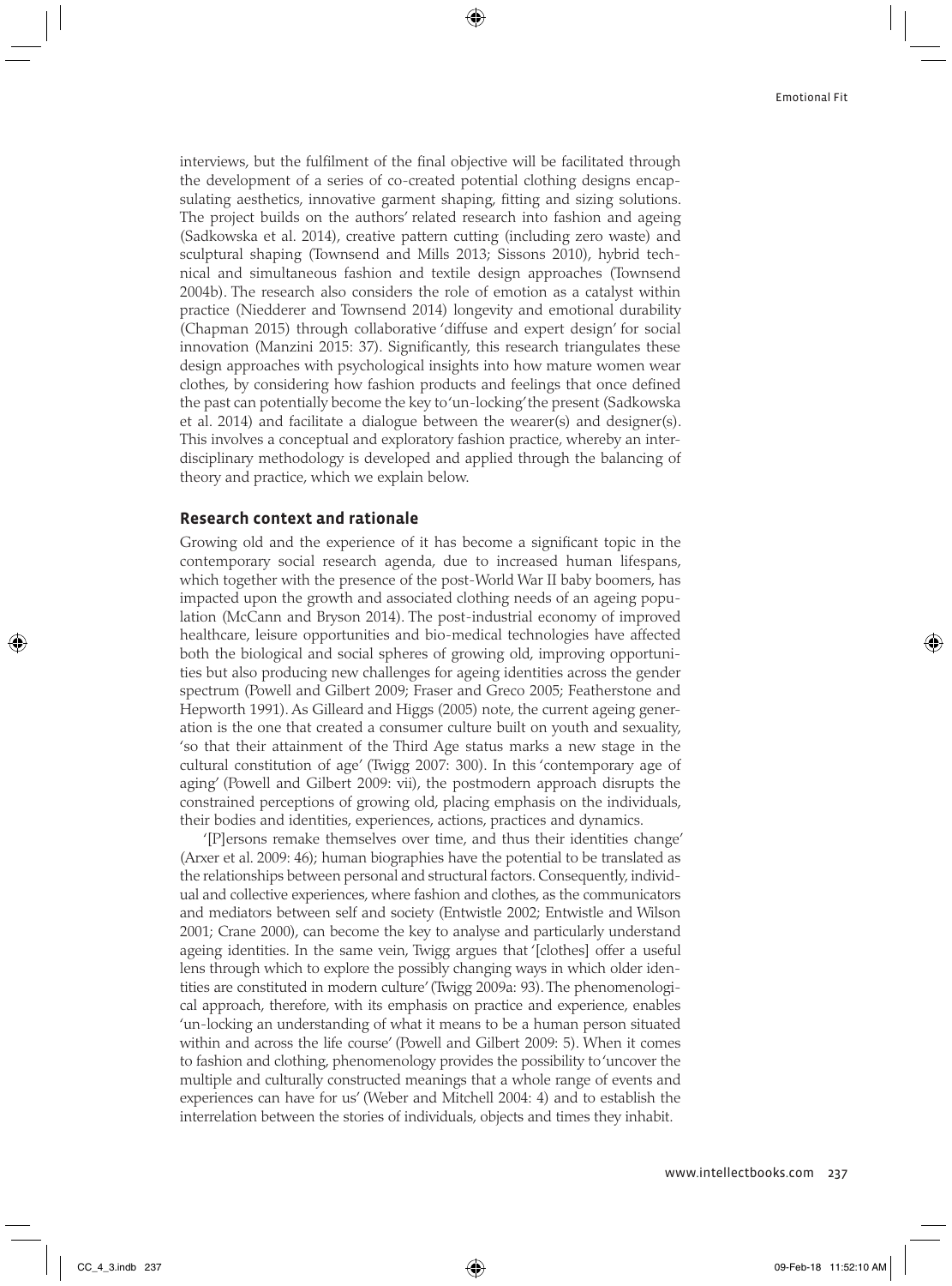interviews, but the fulfilment of the final objective will be facilitated through the development of a series of co-created potential clothing designs encapsulating aesthetics, innovative garment shaping, fitting and sizing solutions. The project builds on the authors' related research into fashion and ageing (Sadkowska et al. 2014), creative pattern cutting (including zero waste) and sculptural shaping (Townsend and Mills 2013; Sissons 2010), hybrid technical and simultaneous fashion and textile design approaches (Townsend 2004b). The research also considers the role of emotion as a catalyst within practice (Niedderer and Townsend 2014) longevity and emotional durability (Chapman 2015) through collaborative 'diffuse and expert design' for social innovation (Manzini 2015: 37). Significantly, this research triangulates these design approaches with psychological insights into how mature women wear clothes, by considering how fashion products and feelings that once defined the past can potentially become the key to 'un-locking' the present (Sadkowska et al. 2014) and facilitate a dialogue between the wearer(s) and designer(s). This involves a conceptual and exploratory fashion practice, whereby an interdisciplinary methodology is developed and applied through the balancing of theory and practice, which we explain below.

## Research context and rationale

Growing old and the experience of it has become a significant topic in the contemporary social research agenda, due to increased human lifespans, which together with the presence of the post-World War II baby boomers, has impacted upon the growth and associated clothing needs of an ageing population (McCann and Bryson 2014). The post-industrial economy of improved healthcare, leisure opportunities and bio-medical technologies have affected both the biological and social spheres of growing old, improving opportunities but also producing new challenges for ageing identities across the gender spectrum (Powell and Gilbert 2009; Fraser and Greco 2005; Featherstone and Hepworth 1991). As Gilleard and Higgs (2005) note, the current ageing generation is the one that created a consumer culture built on youth and sexuality, 'so that their attainment of the Third Age status marks a new stage in the cultural constitution of age' (Twigg 2007: 300). In this 'contemporary age of aging' (Powell and Gilbert 2009: vii), the postmodern approach disrupts the constrained perceptions of growing old, placing emphasis on the individuals, their bodies and identities, experiences, actions, practices and dynamics.

'[P]ersons remake themselves over time, and thus their identities change' (Arxer et al. 2009: 46); human biographies have the potential to be translated as the relationships between personal and structural factors. Consequently, individual and collective experiences, where fashion and clothes, as the communicators and mediators between self and society (Entwistle 2002; Entwistle and Wilson 2001; Crane 2000), can become the key to analyse and particularly understand ageing identities. In the same vein, Twigg argues that '[clothes] offer a useful lens through which to explore the possibly changing ways in which older identities are constituted in modern culture' (Twigg 2009a: 93). The phenomenological approach, therefore, with its emphasis on practice and experience, enables 'un-locking an understanding of what it means to be a human person situated within and across the life course' (Powell and Gilbert 2009: 5). When it comes to fashion and clothing, phenomenology provides the possibility to 'uncover the multiple and culturally constructed meanings that a whole range of events and experiences can have for us' (Weber and Mitchell 2004: 4) and to establish the interrelation between the stories of individuals, objects and times they inhabit.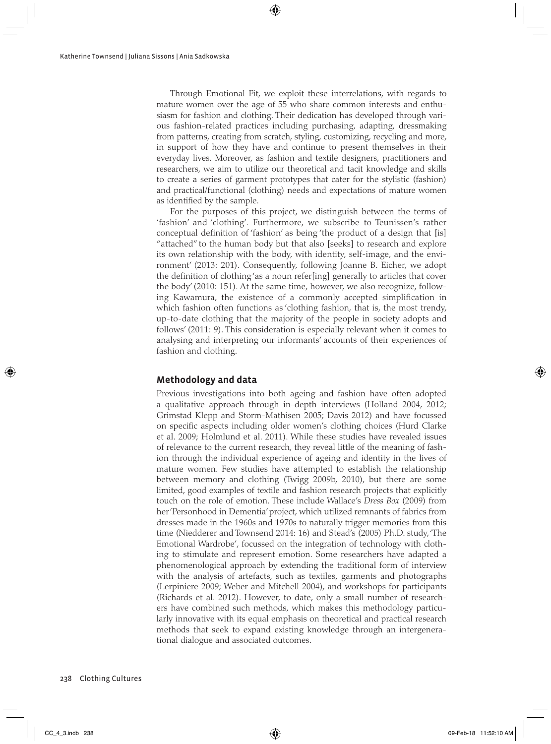Through Emotional Fit, we exploit these interrelations, with regards to mature women over the age of 55 who share common interests and enthusiasm for fashion and clothing. Their dedication has developed through various fashion-related practices including purchasing, adapting, dressmaking from patterns, creating from scratch, styling, customizing, recycling and more, in support of how they have and continue to present themselves in their everyday lives. Moreover, as fashion and textile designers, practitioners and researchers, we aim to utilize our theoretical and tacit knowledge and skills to create a series of garment prototypes that cater for the stylistic (fashion) and practical/functional (clothing) needs and expectations of mature women as identified by the sample.

For the purposes of this project, we distinguish between the terms of 'fashion' and 'clothing'. Furthermore, we subscribe to Teunissen's rather conceptual definition of 'fashion' as being 'the product of a design that [is] "attached" to the human body but that also [seeks] to research and explore its own relationship with the body, with identity, self-image, and the environment' (2013: 201). Consequently, following Joanne B. Eicher, we adopt the definition of clothing 'as a noun refer[ing] generally to articles that cover the body' (2010: 151). At the same time, however, we also recognize, following Kawamura, the existence of a commonly accepted simplification in which fashion often functions as 'clothing fashion, that is, the most trendy, up-to-date clothing that the majority of the people in society adopts and follows' (2011: 9). This consideration is especially relevant when it comes to analysing and interpreting our informants' accounts of their experiences of fashion and clothing.

## Methodology and data

Previous investigations into both ageing and fashion have often adopted a qualitative approach through in-depth interviews (Holland 2004, 2012; Grimstad Klepp and Storm-Mathisen 2005; Davis 2012) and have focussed on specific aspects including older women's clothing choices (Hurd Clarke et al. 2009; Holmlund et al. 2011). While these studies have revealed issues of relevance to the current research, they reveal little of the meaning of fashion through the individual experience of ageing and identity in the lives of mature women. Few studies have attempted to establish the relationship between memory and clothing (Twigg 2009b, 2010), but there are some limited, good examples of textile and fashion research projects that explicitly touch on the role of emotion. These include Wallace's *Dress Box* (2009) from her 'Personhood in Dementia' project, which utilized remnants of fabrics from dresses made in the 1960s and 1970s to naturally trigger memories from this time (Niedderer and Townsend 2014: 16) and Stead's (2005) Ph.D. study, 'The Emotional Wardrobe', focussed on the integration of technology with clothing to stimulate and represent emotion. Some researchers have adapted a phenomenological approach by extending the traditional form of interview with the analysis of artefacts, such as textiles, garments and photographs (Lerpiniere 2009; Weber and Mitchell 2004), and workshops for participants (Richards et al. 2012). However, to date, only a small number of researchers have combined such methods, which makes this methodology particularly innovative with its equal emphasis on theoretical and practical research methods that seek to expand existing knowledge through an intergenerational dialogue and associated outcomes.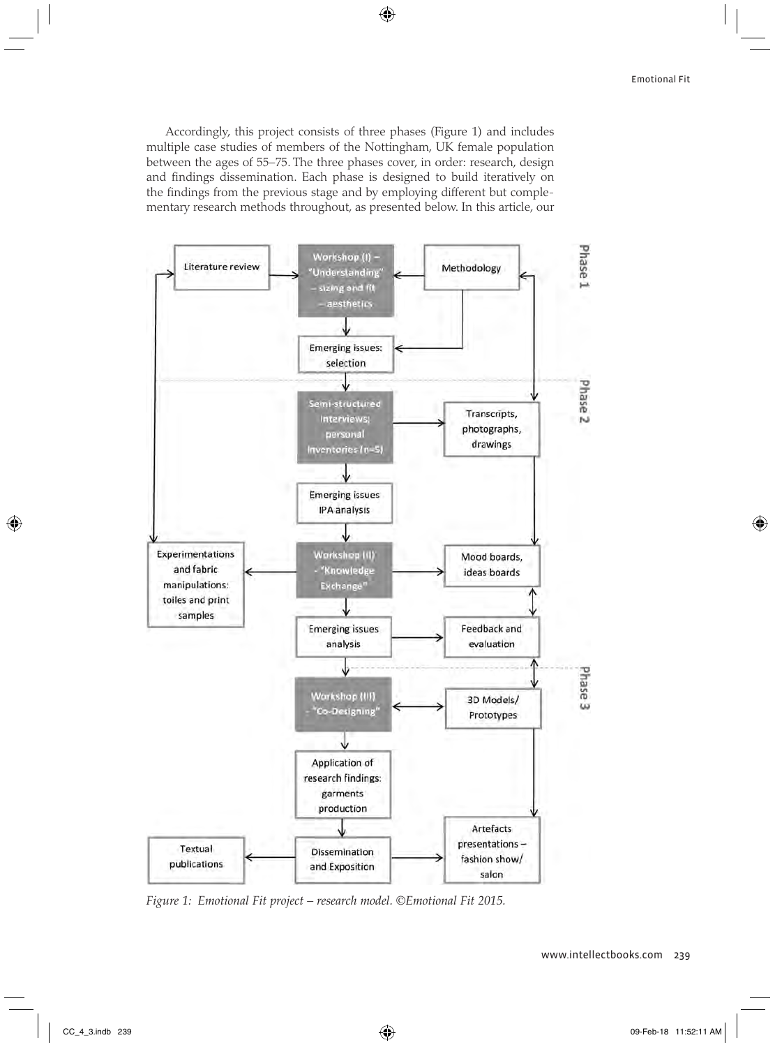Accordingly, this project consists of three phases (Figure 1) and includes multiple case studies of members of the Nottingham, UK female population between the ages of 55–75. The three phases cover, in order: research, design and findings dissemination. Each phase is designed to build iteratively on the findings from the previous stage and by employing different but complementary research methods throughout, as presented below. In this article, our

*Figure 1: Emotional Fit project – research model. ©Emotional Fit 2015.*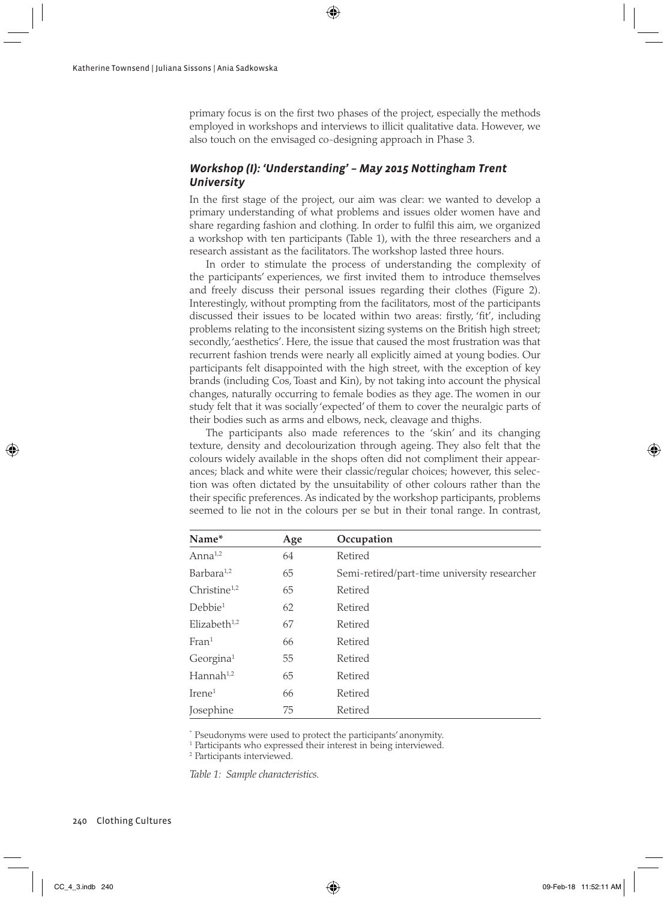primary focus is on the first two phases of the project, especially the methods employed in workshops and interviews to illicit qualitative data. However, we also touch on the envisaged co-designing approach in Phase 3.

### *Workshop (I): 'Understanding' – May 2015 Nottingham Trent University*

In the first stage of the project, our aim was clear: we wanted to develop a primary understanding of what problems and issues older women have and share regarding fashion and clothing. In order to fulfil this aim, we organized a workshop with ten participants (Table 1), with the three researchers and a research assistant as the facilitators. The workshop lasted three hours.

In order to stimulate the process of understanding the complexity of the participants' experiences, we first invited them to introduce themselves and freely discuss their personal issues regarding their clothes (Figure 2). Interestingly, without prompting from the facilitators, most of the participants discussed their issues to be located within two areas: firstly, 'fit', including problems relating to the inconsistent sizing systems on the British high street; secondly, 'aesthetics'. Here, the issue that caused the most frustration was that recurrent fashion trends were nearly all explicitly aimed at young bodies. Our participants felt disappointed with the high street, with the exception of key brands (including Cos, Toast and Kin), by not taking into account the physical changes, naturally occurring to female bodies as they age. The women in our study felt that it was socially 'expected' of them to cover the neuralgic parts of their bodies such as arms and elbows, neck, cleavage and thighs.

The participants also made references to the 'skin' and its changing texture, density and decolourization through ageing. They also felt that the colours widely available in the shops often did not compliment their appearances; black and white were their classic/regular choices; however, this selection was often dictated by the unsuitability of other colours rather than the their specific preferences. As indicated by the workshop participants, problems seemed to lie not in the colours per se but in their tonal range. In contrast,

| Name* | Age | Occupation |
|---|---|---|
| Anna[1,2] | 64 | Retired |
| Barbara[1,2] | 65 | Semi-retired/part-time university researcher |
| Christine[1,2] | 65 | Retired |
| Debbie[1] | 62 | Retired |
| Elizabeth[1,2] | 67 | Retired |
| Fran[1] | 66 | Retired |
| Georgina[1] | 55 | Retired |
| Hannah[1,2] | 65 | Retired |
| Irene[1] | 66 | Retired |
| Josephine | 75 | Retired |

* Pseudonyms were used to protect the participants' anonymity.
[1] Participants who expressed their interest in being interviewed.
[2] Participants interviewed.

*Table 1: Sample characteristics.*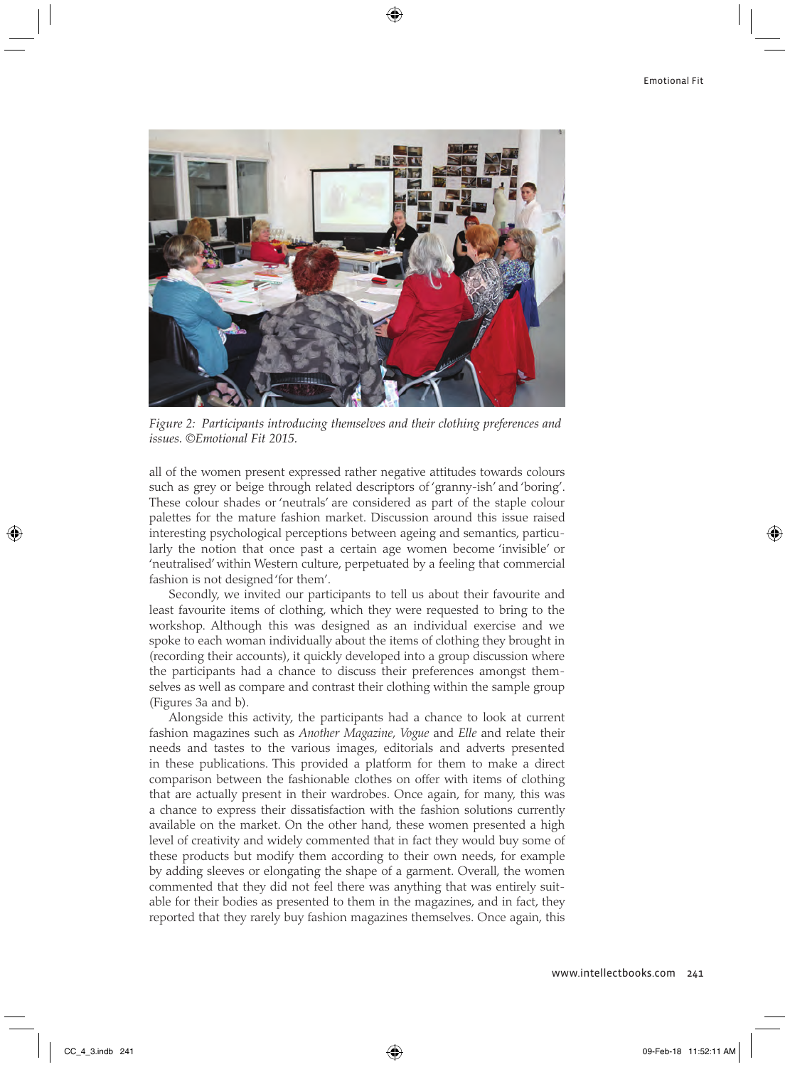*Figure 2: Participants introducing themselves and their clothing preferences and issues. ©Emotional Fit 2015.*

all of the women present expressed rather negative attitudes towards colours such as grey or beige through related descriptors of 'granny-ish' and 'boring'. These colour shades or 'neutrals' are considered as part of the staple colour palettes for the mature fashion market. Discussion around this issue raised interesting psychological perceptions between ageing and semantics, particularly the notion that once past a certain age women become 'invisible' or 'neutralised' within Western culture, perpetuated by a feeling that commercial fashion is not designed 'for them'.

Secondly, we invited our participants to tell us about their favourite and least favourite items of clothing, which they were requested to bring to the workshop. Although this was designed as an individual exercise and we spoke to each woman individually about the items of clothing they brought in (recording their accounts), it quickly developed into a group discussion where the participants had a chance to discuss their preferences amongst themselves as well as compare and contrast their clothing within the sample group (Figures 3a and b).

Alongside this activity, the participants had a chance to look at current fashion magazines such as *Another Magazine*, *Vogue* and *Elle* and relate their needs and tastes to the various images, editorials and adverts presented in these publications. This provided a platform for them to make a direct comparison between the fashionable clothes on offer with items of clothing that are actually present in their wardrobes. Once again, for many, this was a chance to express their dissatisfaction with the fashion solutions currently available on the market. On the other hand, these women presented a high level of creativity and widely commented that in fact they would buy some of these products but modify them according to their own needs, for example by adding sleeves or elongating the shape of a garment. Overall, the women commented that they did not feel there was anything that was entirely suitable for their bodies as presented to them in the magazines, and in fact, they reported that they rarely buy fashion magazines themselves. Once again, this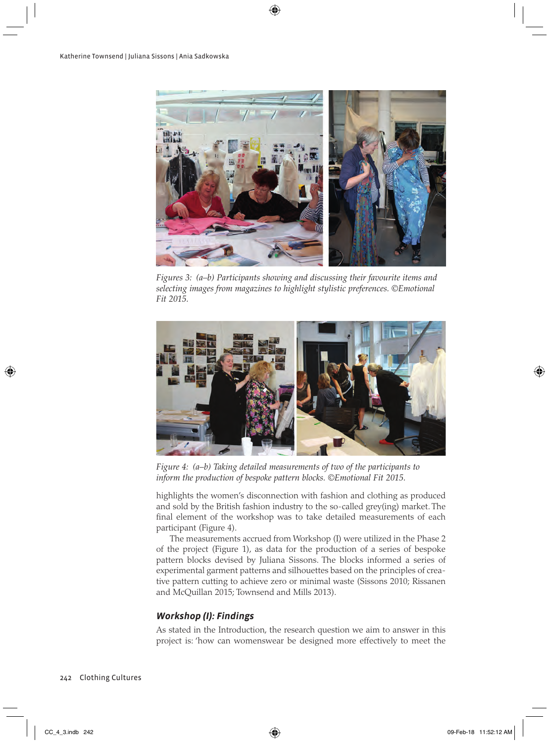Figures 3: (a–b) Participants showing and discussing their favourite items and selecting images from magazines to highlight stylistic preferences. ©Emotional Fit 2015.

Figure 4: (a–b) Taking detailed measurements of two of the participants to inform the production of bespoke pattern blocks. ©Emotional Fit 2015.

highlights the women's disconnection with fashion and clothing as produced and sold by the British fashion industry to the so-called grey(ing) market. The final element of the workshop was to take detailed measurements of each participant (Figure 4).

The measurements accrued from Workshop (I) were utilized in the Phase 2 of the project (Figure 1), as data for the production of a series of bespoke pattern blocks devised by Juliana Sissons. The blocks informed a series of experimental garment patterns and silhouettes based on the principles of creative pattern cutting to achieve zero or minimal waste (Sissons 2010; Rissanen and McQuillan 2015; Townsend and Mills 2013).

### *Workshop (I): Findings*

As stated in the Introduction, the research question we aim to answer in this project is: 'how can womenswear be designed more effectively to meet the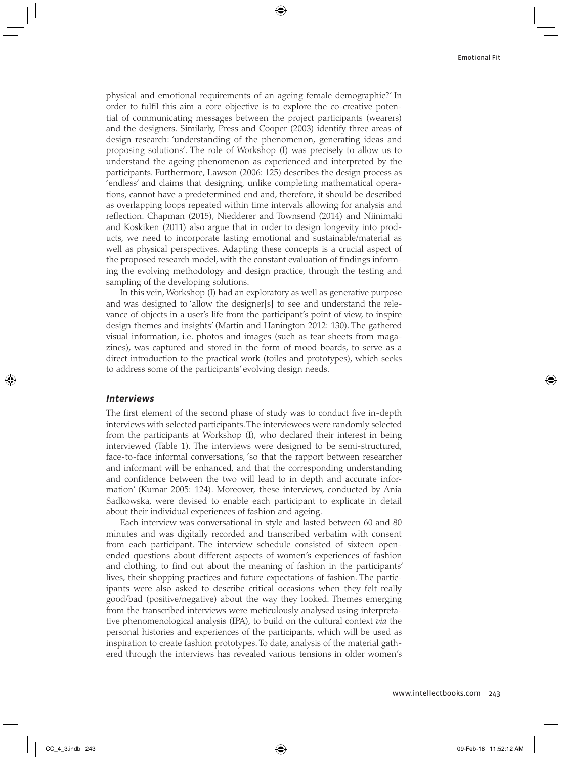physical and emotional requirements of an ageing female demographic?' In order to fulfil this aim a core objective is to explore the co-creative potential of communicating messages between the project participants (wearers) and the designers. Similarly, Press and Cooper (2003) identify three areas of design research: 'understanding of the phenomenon, generating ideas and proposing solutions'. The role of Workshop (I) was precisely to allow us to understand the ageing phenomenon as experienced and interpreted by the participants. Furthermore, Lawson (2006: 125) describes the design process as 'endless' and claims that designing, unlike completing mathematical operations, cannot have a predetermined end and, therefore, it should be described as overlapping loops repeated within time intervals allowing for analysis and reflection. Chapman (2015), Niedderer and Townsend (2014) and Niinimaki and Koskiken (2011) also argue that in order to design longevity into products, we need to incorporate lasting emotional and sustainable/material as well as physical perspectives. Adapting these concepts is a crucial aspect of the proposed research model, with the constant evaluation of findings informing the evolving methodology and design practice, through the testing and sampling of the developing solutions.

In this vein, Workshop (I) had an exploratory as well as generative purpose and was designed to 'allow the designer[s] to see and understand the relevance of objects in a user's life from the participant's point of view, to inspire design themes and insights' (Martin and Hanington 2012: 130). The gathered visual information, i.e. photos and images (such as tear sheets from magazines), was captured and stored in the form of mood boards, to serve as a direct introduction to the practical work (toiles and prototypes), which seeks to address some of the participants' evolving design needs.

### *Interviews*

The first element of the second phase of study was to conduct five in-depth interviews with selected participants. The interviewees were randomly selected from the participants at Workshop (I), who declared their interest in being interviewed (Table 1). The interviews were designed to be semi-structured, face-to-face informal conversations, 'so that the rapport between researcher and informant will be enhanced, and that the corresponding understanding and confidence between the two will lead to in depth and accurate information' (Kumar 2005: 124). Moreover, these interviews, conducted by Ania Sadkowska, were devised to enable each participant to explicate in detail about their individual experiences of fashion and ageing.

Each interview was conversational in style and lasted between 60 and 80 minutes and was digitally recorded and transcribed verbatim with consent from each participant. The interview schedule consisted of sixteen open-ended questions about different aspects of women's experiences of fashion and clothing, to find out about the meaning of fashion in the participants' lives, their shopping practices and future expectations of fashion. The participants were also asked to describe critical occasions when they felt really good/bad (positive/negative) about the way they looked. Themes emerging from the transcribed interviews were meticulously analysed using interpretative phenomenological analysis (IPA), to build on the cultural context *via* the personal histories and experiences of the participants, which will be used as inspiration to create fashion prototypes. To date, analysis of the material gathered through the interviews has revealed various tensions in older women's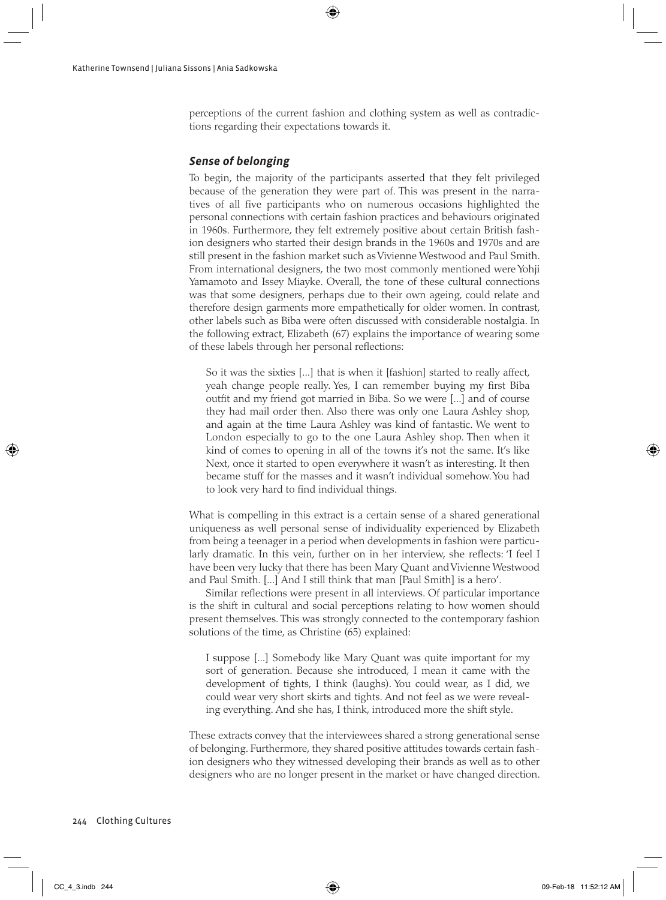perceptions of the current fashion and clothing system as well as contradictions regarding their expectations towards it.

### *Sense of belonging*

To begin, the majority of the participants asserted that they felt privileged because of the generation they were part of. This was present in the narratives of all five participants who on numerous occasions highlighted the personal connections with certain fashion practices and behaviours originated in 1960s. Furthermore, they felt extremely positive about certain British fashion designers who started their design brands in the 1960s and 1970s and are still present in the fashion market such as Vivienne Westwood and Paul Smith. From international designers, the two most commonly mentioned were Yohji Yamamoto and Issey Miayke. Overall, the tone of these cultural connections was that some designers, perhaps due to their own ageing, could relate and therefore design garments more empathetically for older women. In contrast, other labels such as Biba were often discussed with considerable nostalgia. In the following extract, Elizabeth (67) explains the importance of wearing some of these labels through her personal reflections:

> So it was the sixties [...] that is when it [fashion] started to really affect, yeah change people really. Yes, I can remember buying my first Biba outfit and my friend got married in Biba. So we were [...] and of course they had mail order then. Also there was only one Laura Ashley shop, and again at the time Laura Ashley was kind of fantastic. We went to London especially to go to the one Laura Ashley shop. Then when it kind of comes to opening in all of the towns it's not the same. It's like Next, once it started to open everywhere it wasn't as interesting. It then became stuff for the masses and it wasn't individual somehow. You had to look very hard to find individual things.

What is compelling in this extract is a certain sense of a shared generational uniqueness as well personal sense of individuality experienced by Elizabeth from being a teenager in a period when developments in fashion were particularly dramatic. In this vein, further on in her interview, she reflects: 'I feel I have been very lucky that there has been Mary Quant and Vivienne Westwood and Paul Smith. [...] And I still think that man [Paul Smith] is a hero'.

Similar reflections were present in all interviews. Of particular importance is the shift in cultural and social perceptions relating to how women should present themselves. This was strongly connected to the contemporary fashion solutions of the time, as Christine (65) explained:

> I suppose [...] Somebody like Mary Quant was quite important for my sort of generation. Because she introduced, I mean it came with the development of tights, I think (laughs). You could wear, as I did, we could wear very short skirts and tights. And not feel as we were revealing everything. And she has, I think, introduced more the shift style.

These extracts convey that the interviewees shared a strong generational sense of belonging. Furthermore, they shared positive attitudes towards certain fashion designers who they witnessed developing their brands as well as to other designers who are no longer present in the market or have changed direction.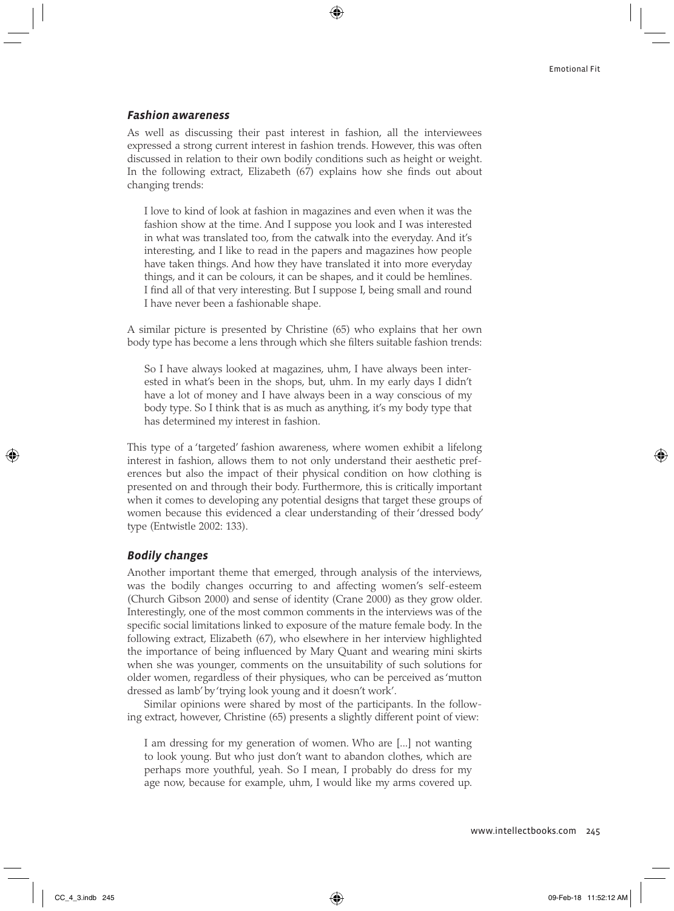### *Fashion awareness*

As well as discussing their past interest in fashion, all the interviewees expressed a strong current interest in fashion trends. However, this was often discussed in relation to their own bodily conditions such as height or weight. In the following extract, Elizabeth (67) explains how she finds out about changing trends:

> I love to kind of look at fashion in magazines and even when it was the fashion show at the time. And I suppose you look and I was interested in what was translated too, from the catwalk into the everyday. And it's interesting, and I like to read in the papers and magazines how people have taken things. And how they have translated it into more everyday things, and it can be colours, it can be shapes, and it could be hemlines. I find all of that very interesting. But I suppose I, being small and round I have never been a fashionable shape.

A similar picture is presented by Christine (65) who explains that her own body type has become a lens through which she filters suitable fashion trends:

> So I have always looked at magazines, uhm, I have always been interested in what's been in the shops, but, uhm. In my early days I didn't have a lot of money and I have always been in a way conscious of my body type. So I think that is as much as anything, it's my body type that has determined my interest in fashion.

This type of a 'targeted' fashion awareness, where women exhibit a lifelong interest in fashion, allows them to not only understand their aesthetic preferences but also the impact of their physical condition on how clothing is presented on and through their body. Furthermore, this is critically important when it comes to developing any potential designs that target these groups of women because this evidenced a clear understanding of their 'dressed body' type (Entwistle 2002: 133).

### *Bodily changes*

Another important theme that emerged, through analysis of the interviews, was the bodily changes occurring to and affecting women's self-esteem (Church Gibson 2000) and sense of identity (Crane 2000) as they grow older. Interestingly, one of the most common comments in the interviews was of the specific social limitations linked to exposure of the mature female body. In the following extract, Elizabeth (67), who elsewhere in her interview highlighted the importance of being influenced by Mary Quant and wearing mini skirts when she was younger, comments on the unsuitability of such solutions for older women, regardless of their physiques, who can be perceived as 'mutton dressed as lamb' by 'trying look young and it doesn't work'.

Similar opinions were shared by most of the participants. In the following extract, however, Christine (65) presents a slightly different point of view:

> I am dressing for my generation of women. Who are [...] not wanting to look young. But who just don't want to abandon clothes, which are perhaps more youthful, yeah. So I mean, I probably do dress for my age now, because for example, uhm, I would like my arms covered up.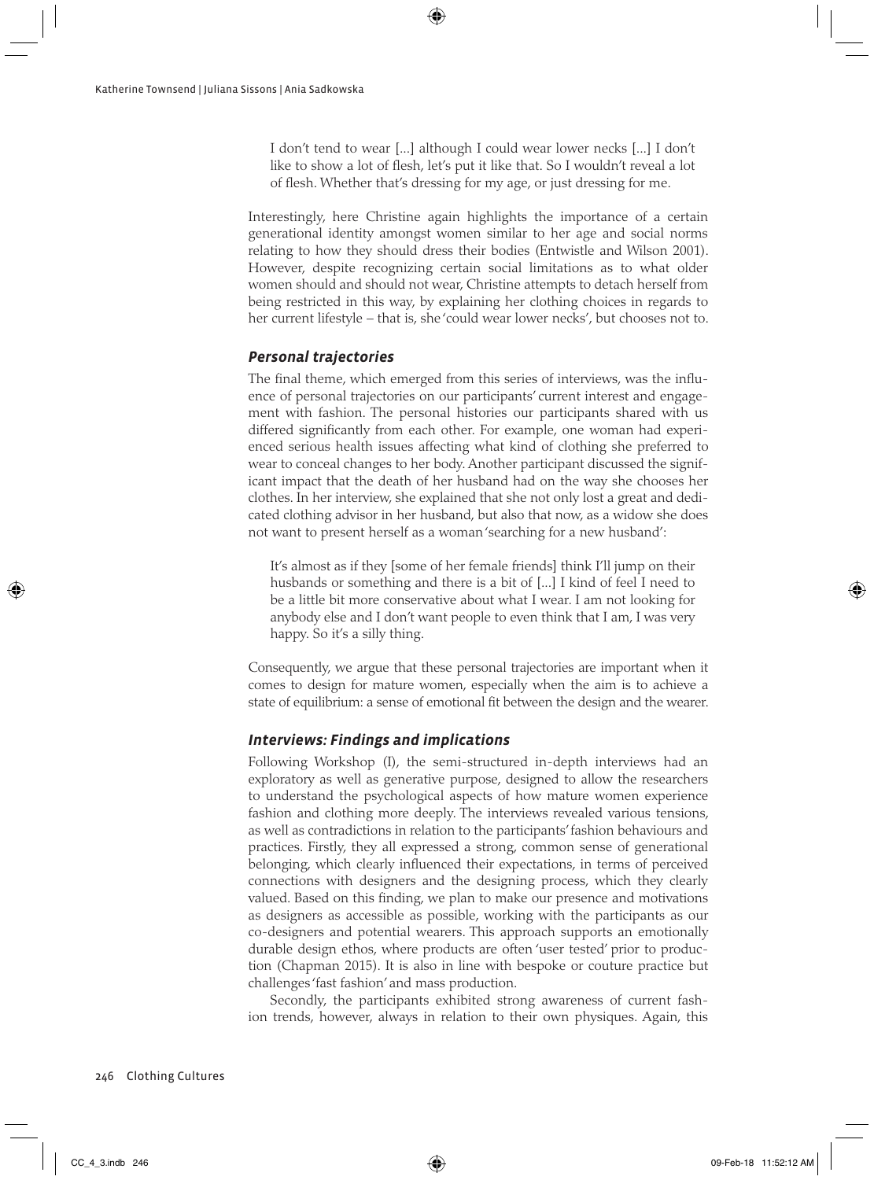> I don't tend to wear [...] although I could wear lower necks [...] I don't like to show a lot of flesh, let's put it like that. So I wouldn't reveal a lot of flesh. Whether that's dressing for my age, or just dressing for me.

Interestingly, here Christine again highlights the importance of a certain generational identity amongst women similar to her age and social norms relating to how they should dress their bodies (Entwistle and Wilson 2001). However, despite recognizing certain social limitations as to what older women should and should not wear, Christine attempts to detach herself from being restricted in this way, by explaining her clothing choices in regards to her current lifestyle – that is, she 'could wear lower necks', but chooses not to.

### *Personal trajectories*

The final theme, which emerged from this series of interviews, was the influence of personal trajectories on our participants' current interest and engagement with fashion. The personal histories our participants shared with us differed significantly from each other. For example, one woman had experienced serious health issues affecting what kind of clothing she preferred to wear to conceal changes to her body. Another participant discussed the significant impact that the death of her husband had on the way she chooses her clothes. In her interview, she explained that she not only lost a great and dedicated clothing advisor in her husband, but also that now, as a widow she does not want to present herself as a woman 'searching for a new husband':

> It's almost as if they [some of her female friends] think I'll jump on their husbands or something and there is a bit of [...] I kind of feel I need to be a little bit more conservative about what I wear. I am not looking for anybody else and I don't want people to even think that I am, I was very happy. So it's a silly thing.

Consequently, we argue that these personal trajectories are important when it comes to design for mature women, especially when the aim is to achieve a state of equilibrium: a sense of emotional fit between the design and the wearer.

### *Interviews: Findings and implications*

Following Workshop (I), the semi-structured in-depth interviews had an exploratory as well as generative purpose, designed to allow the researchers to understand the psychological aspects of how mature women experience fashion and clothing more deeply. The interviews revealed various tensions, as well as contradictions in relation to the participants' fashion behaviours and practices. Firstly, they all expressed a strong, common sense of generational belonging, which clearly influenced their expectations, in terms of perceived connections with designers and the designing process, which they clearly valued. Based on this finding, we plan to make our presence and motivations as designers as accessible as possible, working with the participants as our co-designers and potential wearers. This approach supports an emotionally durable design ethos, where products are often 'user tested' prior to production (Chapman 2015). It is also in line with bespoke or couture practice but challenges 'fast fashion' and mass production.

Secondly, the participants exhibited strong awareness of current fashion trends, however, always in relation to their own physiques. Again, this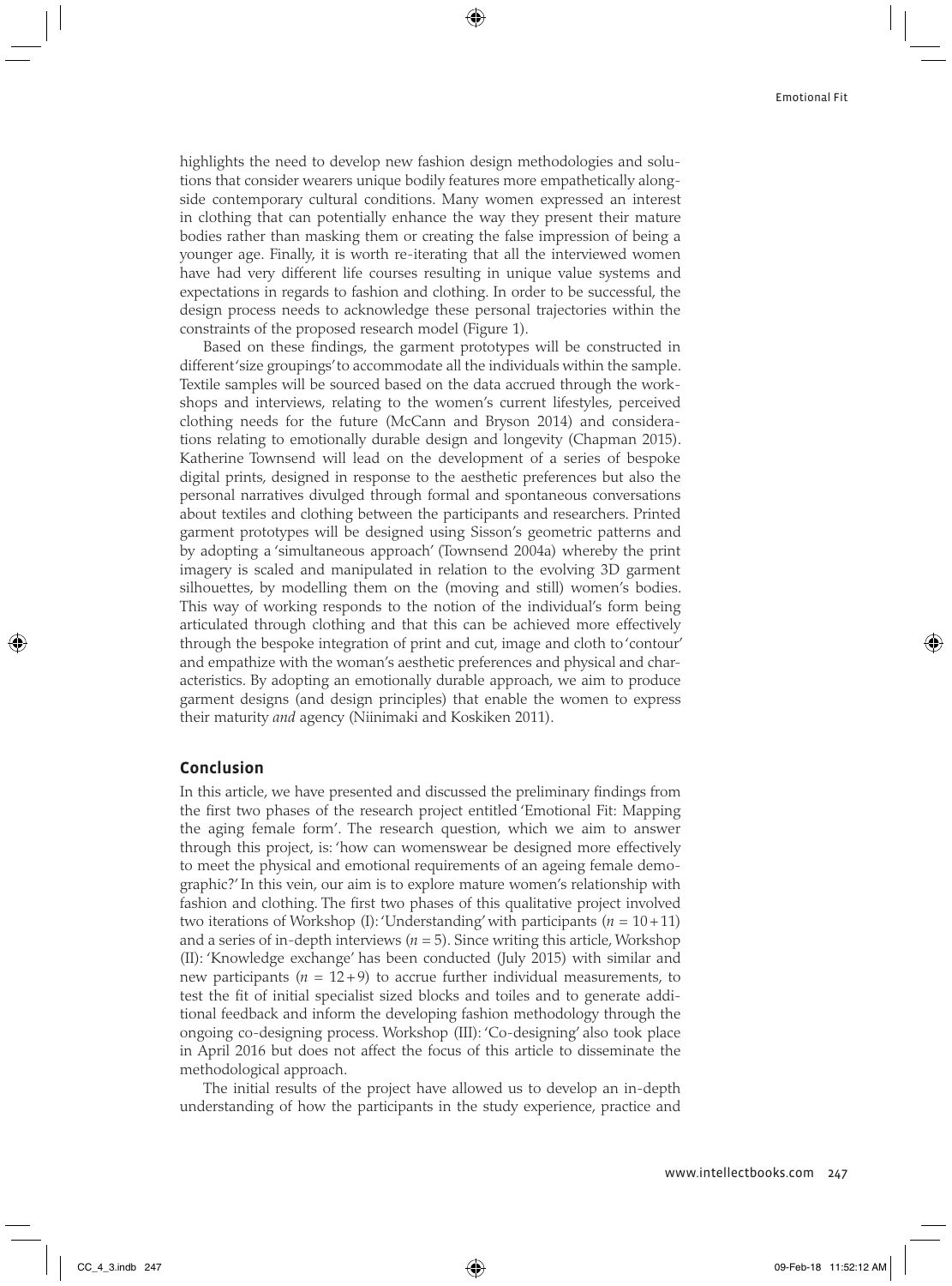highlights the need to develop new fashion design methodologies and solutions that consider wearers unique bodily features more empathetically alongside contemporary cultural conditions. Many women expressed an interest in clothing that can potentially enhance the way they present their mature bodies rather than masking them or creating the false impression of being a younger age. Finally, it is worth re-iterating that all the interviewed women have had very different life courses resulting in unique value systems and expectations in regards to fashion and clothing. In order to be successful, the design process needs to acknowledge these personal trajectories within the constraints of the proposed research model (Figure 1).

Based on these findings, the garment prototypes will be constructed in different 'size groupings' to accommodate all the individuals within the sample. Textile samples will be sourced based on the data accrued through the workshops and interviews, relating to the women's current lifestyles, perceived clothing needs for the future (McCann and Bryson 2014) and considerations relating to emotionally durable design and longevity (Chapman 2015). Katherine Townsend will lead on the development of a series of bespoke digital prints, designed in response to the aesthetic preferences but also the personal narratives divulged through formal and spontaneous conversations about textiles and clothing between the participants and researchers. Printed garment prototypes will be designed using Sisson's geometric patterns and by adopting a 'simultaneous approach' (Townsend 2004a) whereby the print imagery is scaled and manipulated in relation to the evolving 3D garment silhouettes, by modelling them on the (moving and still) women's bodies. This way of working responds to the notion of the individual's form being articulated through clothing and that this can be achieved more effectively through the bespoke integration of print and cut, image and cloth to 'contour' and empathize with the woman's aesthetic preferences and physical and characteristics. By adopting an emotionally durable approach, we aim to produce garment designs (and design principles) that enable the women to express their maturity *and* agency (Niinimaki and Koskiken 2011).

## Conclusion

In this article, we have presented and discussed the preliminary findings from the first two phases of the research project entitled 'Emotional Fit: Mapping the aging female form'. The research question, which we aim to answer through this project, is: 'how can womenswear be designed more effectively to meet the physical and emotional requirements of an ageing female demographic?' In this vein, our aim is to explore mature women's relationship with fashion and clothing. The first two phases of this qualitative project involved two iterations of Workshop (I): 'Understanding' with participants ($n = 10+11$) and a series of in-depth interviews ($n = 5$). Since writing this article, Workshop (II): 'Knowledge exchange' has been conducted (July 2015) with similar and new participants ($n = 12+9$) to accrue further individual measurements, to test the fit of initial specialist sized blocks and toiles and to generate additional feedback and inform the developing fashion methodology through the ongoing co-designing process. Workshop (III): 'Co-designing' also took place in April 2016 but does not affect the focus of this article to disseminate the methodological approach.

The initial results of the project have allowed us to develop an in-depth understanding of how the participants in the study experience, practice and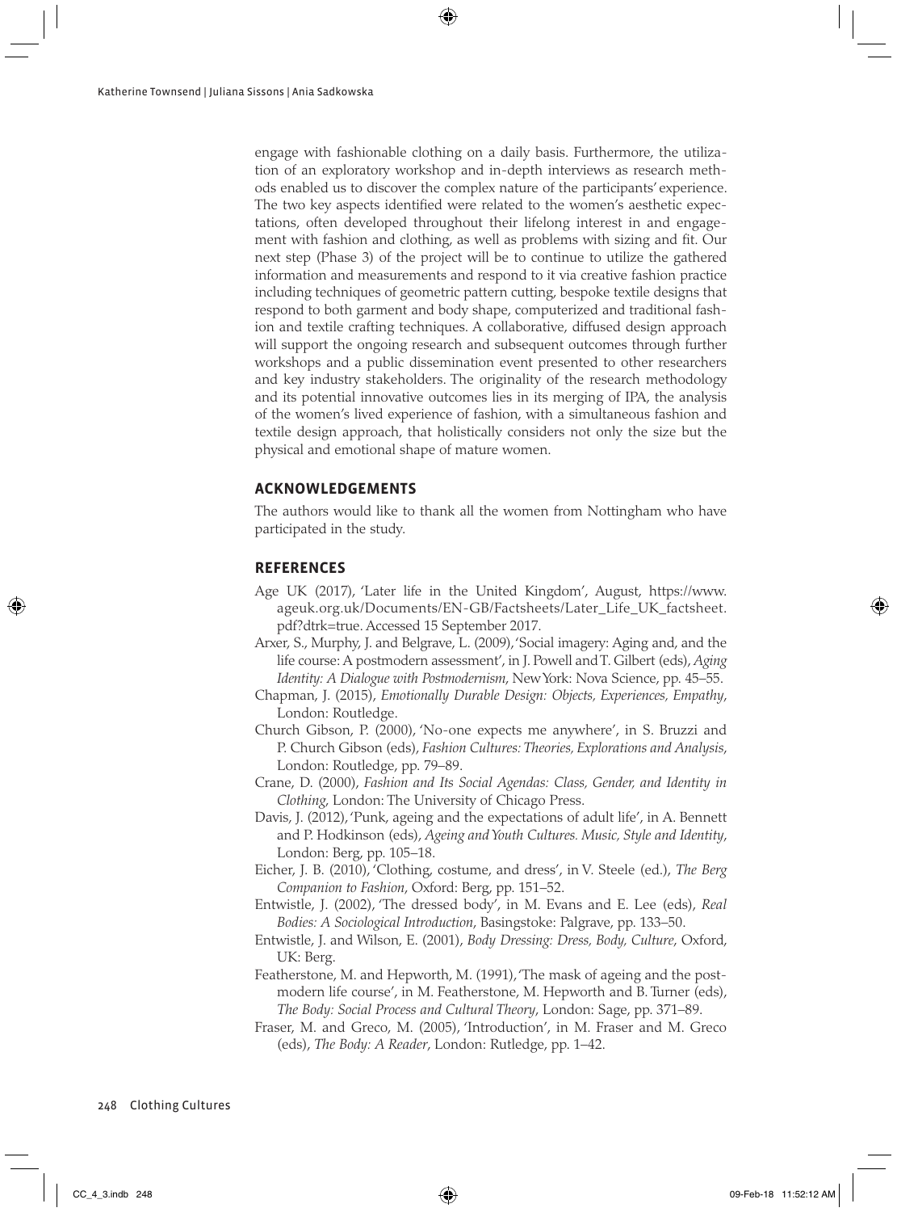engage with fashionable clothing on a daily basis. Furthermore, the utilization of an exploratory workshop and in-depth interviews as research methods enabled us to discover the complex nature of the participants' experience. The two key aspects identified were related to the women's aesthetic expectations, often developed throughout their lifelong interest in and engagement with fashion and clothing, as well as problems with sizing and fit. Our next step (Phase 3) of the project will be to continue to utilize the gathered information and measurements and respond to it via creative fashion practice including techniques of geometric pattern cutting, bespoke textile designs that respond to both garment and body shape, computerized and traditional fashion and textile crafting techniques. A collaborative, diffused design approach will support the ongoing research and subsequent outcomes through further workshops and a public dissemination event presented to other researchers and key industry stakeholders. The originality of the research methodology and its potential innovative outcomes lies in its merging of IPA, the analysis of the women's lived experience of fashion, with a simultaneous fashion and textile design approach, that holistically considers not only the size but the physical and emotional shape of mature women.

## ACKNOWLEDGEMENTS

The authors would like to thank all the women from Nottingham who have participated in the study.

## REFERENCES

Age UK (2017), 'Later life in the United Kingdom', August, https://www.ageuk.org.uk/Documents/EN-GB/Factsheets/Later_Life_UK_factsheet.pdf?dtrk=true. Accessed 15 September 2017.

Arxer, S., Murphy, J. and Belgrave, L. (2009), 'Social imagery: Aging and, and the life course: A postmodern assessment', in J. Powell and T. Gilbert (eds), *Aging Identity: A Dialogue with Postmodernism*, New York: Nova Science, pp. 45–55.

Chapman, J. (2015), *Emotionally Durable Design: Objects, Experiences, Empathy*, London: Routledge.

Church Gibson, P. (2000), 'No-one expects me anywhere', in S. Bruzzi and P. Church Gibson (eds), *Fashion Cultures: Theories, Explorations and Analysis*, London: Routledge, pp. 79–89.

Crane, D. (2000), *Fashion and Its Social Agendas: Class, Gender, and Identity in Clothing*, London: The University of Chicago Press.

Davis, J. (2012), 'Punk, ageing and the expectations of adult life', in A. Bennett and P. Hodkinson (eds), *Ageing and Youth Cultures. Music, Style and Identity*, London: Berg, pp. 105–18.

Eicher, J. B. (2010), 'Clothing, costume, and dress', in V. Steele (ed.), *The Berg Companion to Fashion*, Oxford: Berg, pp. 151–52.

Entwistle, J. (2002), 'The dressed body', in M. Evans and E. Lee (eds), *Real Bodies: A Sociological Introduction*, Basingstoke: Palgrave, pp. 133–50.

Entwistle, J. and Wilson, E. (2001), *Body Dressing: Dress, Body, Culture*, Oxford, UK: Berg.

Featherstone, M. and Hepworth, M. (1991), 'The mask of ageing and the postmodern life course', in M. Featherstone, M. Hepworth and B. Turner (eds), *The Body: Social Process and Cultural Theory*, London: Sage, pp. 371–89.

Fraser, M. and Greco, M. (2005), 'Introduction', in M. Fraser and M. Greco (eds), *The Body: A Reader*, London: Rutledge, pp. 1–42.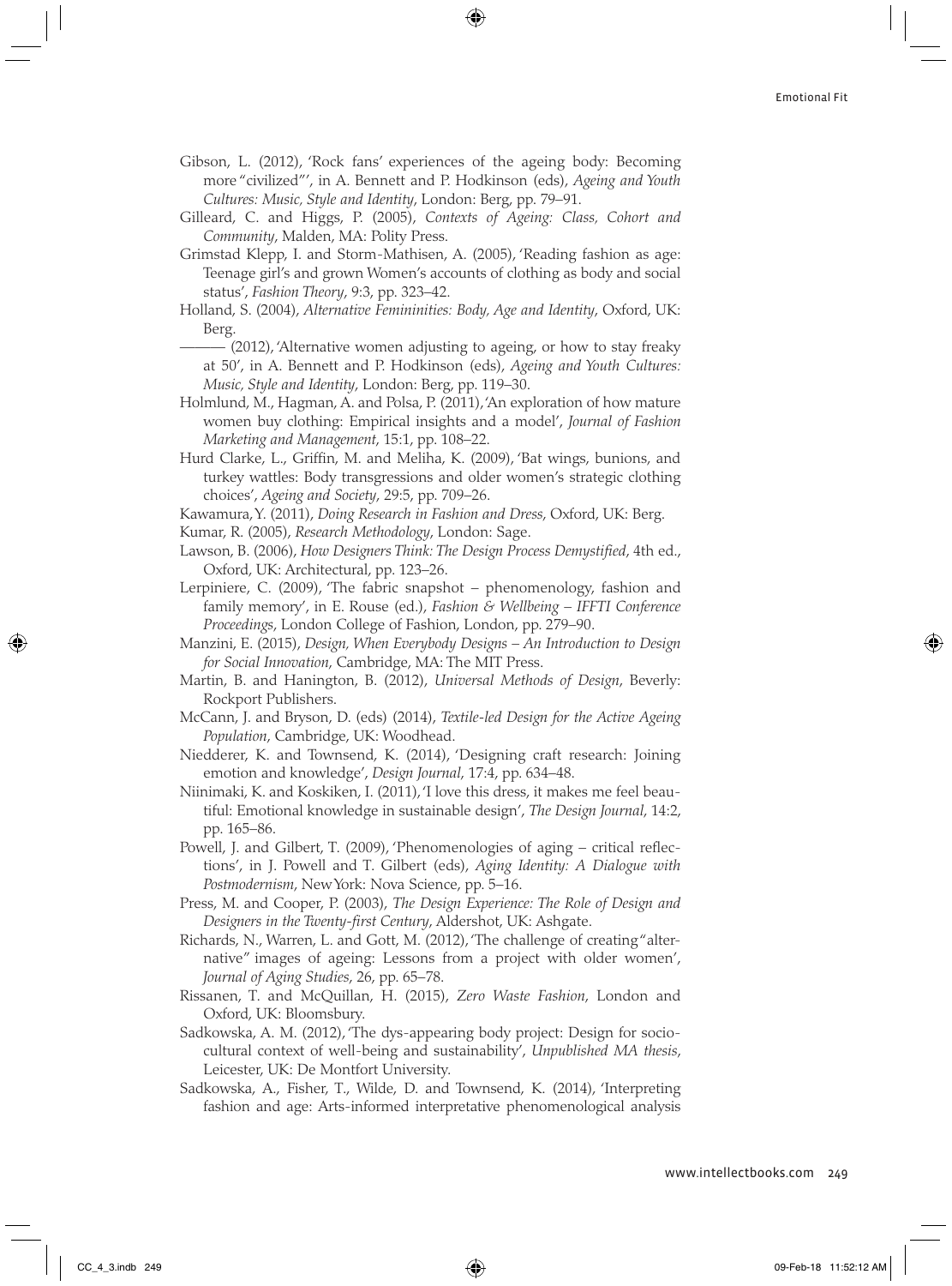Gibson, L. (2012), 'Rock fans' experiences of the ageing body: Becoming more "civilized"', in A. Bennett and P. Hodkinson (eds), *Ageing and Youth Cultures: Music, Style and Identity*, London: Berg, pp. 79–91.

Gilleard, C. and Higgs, P. (2005), *Contexts of Ageing: Class, Cohort and Community*, Malden, MA: Polity Press.

Grimstad Klepp, I. and Storm-Mathisen, A. (2005), 'Reading fashion as age: Teenage girl's and grown Women's accounts of clothing as body and social status', *Fashion Theory*, 9:3, pp. 323–42.

Holland, S. (2004), *Alternative Femininities: Body, Age and Identity*, Oxford, UK: Berg.

——— (2012), 'Alternative women adjusting to ageing, or how to stay freaky at 50', in A. Bennett and P. Hodkinson (eds), *Ageing and Youth Cultures: Music, Style and Identity*, London: Berg, pp. 119–30.

Holmlund, M., Hagman, A. and Polsa, P. (2011), 'An exploration of how mature women buy clothing: Empirical insights and a model', *Journal of Fashion Marketing and Management*, 15:1, pp. 108–22.

Hurd Clarke, L., Griffin, M. and Meliha, K. (2009), 'Bat wings, bunions, and turkey wattles: Body transgressions and older women's strategic clothing choices', *Ageing and Society*, 29:5, pp. 709–26.

Kawamura, Y. (2011), *Doing Research in Fashion and Dress*, Oxford, UK: Berg.

Kumar, R. (2005), *Research Methodology*, London: Sage.

Lawson, B. (2006), *How Designers Think: The Design Process Demystified*, 4th ed., Oxford, UK: Architectural, pp. 123–26.

Lerpiniere, C. (2009), 'The fabric snapshot – phenomenology, fashion and family memory', in E. Rouse (ed.), *Fashion & Wellbeing – IFFTI Conference Proceedings*, London College of Fashion, London, pp. 279–90.

Manzini, E. (2015), *Design, When Everybody Designs – An Introduction to Design for Social Innovation*, Cambridge, MA: The MIT Press.

Martin, B. and Hanington, B. (2012), *Universal Methods of Design*, Beverly: Rockport Publishers.

McCann, J. and Bryson, D. (eds) (2014), *Textile-led Design for the Active Ageing Population*, Cambridge, UK: Woodhead.

Niedderer, K. and Townsend, K. (2014), 'Designing craft research: Joining emotion and knowledge', *Design Journal*, 17:4, pp. 634–48.

Niinimaki, K. and Koskiken, I. (2011), 'I love this dress, it makes me feel beautiful: Emotional knowledge in sustainable design', *The Design Journal*, 14:2, pp. 165–86.

Powell, J. and Gilbert, T. (2009), 'Phenomenologies of aging – critical reflections', in J. Powell and T. Gilbert (eds), *Aging Identity: A Dialogue with Postmodernism*, New York: Nova Science, pp. 5–16.

Press, M. and Cooper, P. (2003), *The Design Experience: The Role of Design and Designers in the Twenty-first Century*, Aldershot, UK: Ashgate.

Richards, N., Warren, L. and Gott, M. (2012), 'The challenge of creating "alternative" images of ageing: Lessons from a project with older women', *Journal of Aging Studies*, 26, pp. 65–78.

Rissanen, T. and McQuillan, H. (2015), *Zero Waste Fashion*, London and Oxford, UK: Bloomsbury.

Sadkowska, A. M. (2012), 'The dys-appearing body project: Design for socio-cultural context of well-being and sustainability', *Unpublished MA thesis*, Leicester, UK: De Montfort University.

Sadkowska, A., Fisher, T., Wilde, D. and Townsend, K. (2014), 'Interpreting fashion and age: Arts-informed interpretative phenomenological analysis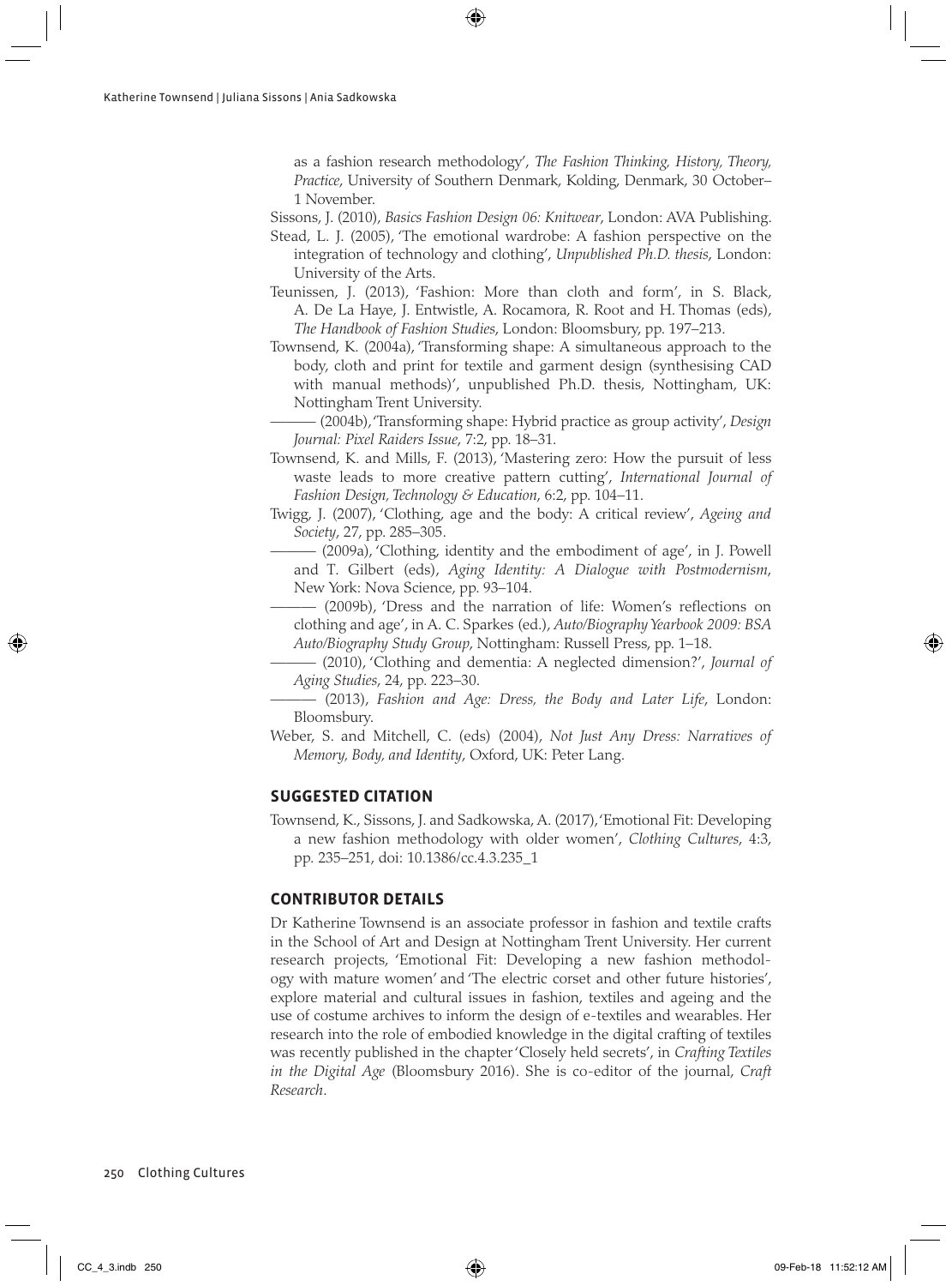as a fashion research methodology', *The Fashion Thinking, History, Theory, Practice*, University of Southern Denmark, Kolding, Denmark, 30 October–1 November.

Sissons, J. (2010), *Basics Fashion Design 06: Knitwear*, London: AVA Publishing.

Stead, L. J. (2005), 'The emotional wardrobe: A fashion perspective on the integration of technology and clothing', *Unpublished Ph.D. thesis*, London: University of the Arts.

Teunissen, J. (2013), 'Fashion: More than cloth and form', in S. Black, A. De La Haye, J. Entwistle, A. Rocamora, R. Root and H. Thomas (eds), *The Handbook of Fashion Studies*, London: Bloomsbury, pp. 197–213.

Townsend, K. (2004a), 'Transforming shape: A simultaneous approach to the body, cloth and print for textile and garment design (synthesising CAD with manual methods)', unpublished Ph.D. thesis, Nottingham, UK: Nottingham Trent University.

——— (2004b), 'Transforming shape: Hybrid practice as group activity', *Design Journal: Pixel Raiders Issue*, 7:2, pp. 18–31.

Townsend, K. and Mills, F. (2013), 'Mastering zero: How the pursuit of less waste leads to more creative pattern cutting', *International Journal of Fashion Design, Technology & Education*, 6:2, pp. 104–11.

Twigg, J. (2007), 'Clothing, age and the body: A critical review', *Ageing and Society*, 27, pp. 285–305.

——— (2009a), 'Clothing, identity and the embodiment of age', in J. Powell and T. Gilbert (eds), *Aging Identity: A Dialogue with Postmodernism*, New York: Nova Science, pp. 93–104.

——— (2009b), 'Dress and the narration of life: Women's reflections on clothing and age', in A. C. Sparkes (ed.), *Auto/Biography Yearbook 2009: BSA Auto/Biography Study Group*, Nottingham: Russell Press, pp. 1–18.

——— (2010), 'Clothing and dementia: A neglected dimension?', *Journal of Aging Studies*, 24, pp. 223–30.

——— (2013), *Fashion and Age: Dress, the Body and Later Life*, London: Bloomsbury.

Weber, S. and Mitchell, C. (eds) (2004), *Not Just Any Dress: Narratives of Memory, Body, and Identity*, Oxford, UK: Peter Lang.

## SUGGESTED CITATION

Townsend, K., Sissons, J. and Sadkowska, A. (2017), 'Emotional Fit: Developing a new fashion methodology with older women', *Clothing Cultures*, 4:3, pp. 235–251, doi: 10.1386/cc.4.3.235_1

## CONTRIBUTOR DETAILS

Dr Katherine Townsend is an associate professor in fashion and textile crafts in the School of Art and Design at Nottingham Trent University. Her current research projects, 'Emotional Fit: Developing a new fashion methodology with mature women' and 'The electric corset and other future histories', explore material and cultural issues in fashion, textiles and ageing and the use of costume archives to inform the design of e-textiles and wearables. Her research into the role of embodied knowledge in the digital crafting of textiles was recently published in the chapter 'Closely held secrets', in *Crafting Textiles in the Digital Age* (Bloomsbury 2016). She is co-editor of the journal, *Craft Research*.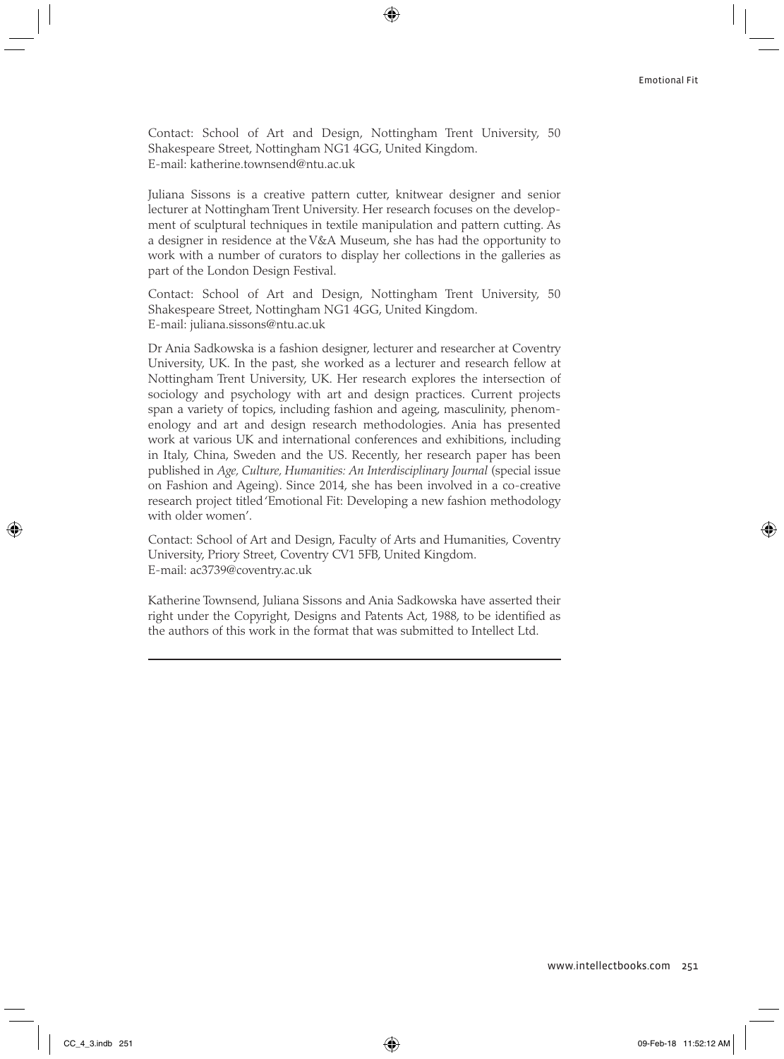Contact: School of Art and Design, Nottingham Trent University, 50 Shakespeare Street, Nottingham NG1 4GG, United Kingdom.
E-mail: katherine.townsend@ntu.ac.uk

Juliana Sissons is a creative pattern cutter, knitwear designer and senior lecturer at Nottingham Trent University. Her research focuses on the development of sculptural techniques in textile manipulation and pattern cutting. As a designer in residence at the V&A Museum, she has had the opportunity to work with a number of curators to display her collections in the galleries as part of the London Design Festival.

Contact: School of Art and Design, Nottingham Trent University, 50 Shakespeare Street, Nottingham NG1 4GG, United Kingdom.
E-mail: juliana.sissons@ntu.ac.uk

Dr Ania Sadkowska is a fashion designer, lecturer and researcher at Coventry University, UK. In the past, she worked as a lecturer and research fellow at Nottingham Trent University, UK. Her research explores the intersection of sociology and psychology with art and design practices. Current projects span a variety of topics, including fashion and ageing, masculinity, phenomenology and art and design research methodologies. Ania has presented work at various UK and international conferences and exhibitions, including in Italy, China, Sweden and the US. Recently, her research paper has been published in *Age, Culture, Humanities: An Interdisciplinary Journal* (special issue on Fashion and Ageing). Since 2014, she has been involved in a co-creative research project titled 'Emotional Fit: Developing a new fashion methodology with older women'.

Contact: School of Art and Design, Faculty of Arts and Humanities, Coventry University, Priory Street, Coventry CV1 5FB, United Kingdom.
E-mail: ac3739@coventry.ac.uk

Katherine Townsend, Juliana Sissons and Ania Sadkowska have asserted their right under the Copyright, Designs and Patents Act, 1988, to be identified as the authors of this work in the format that was submitted to Intellect Ltd.